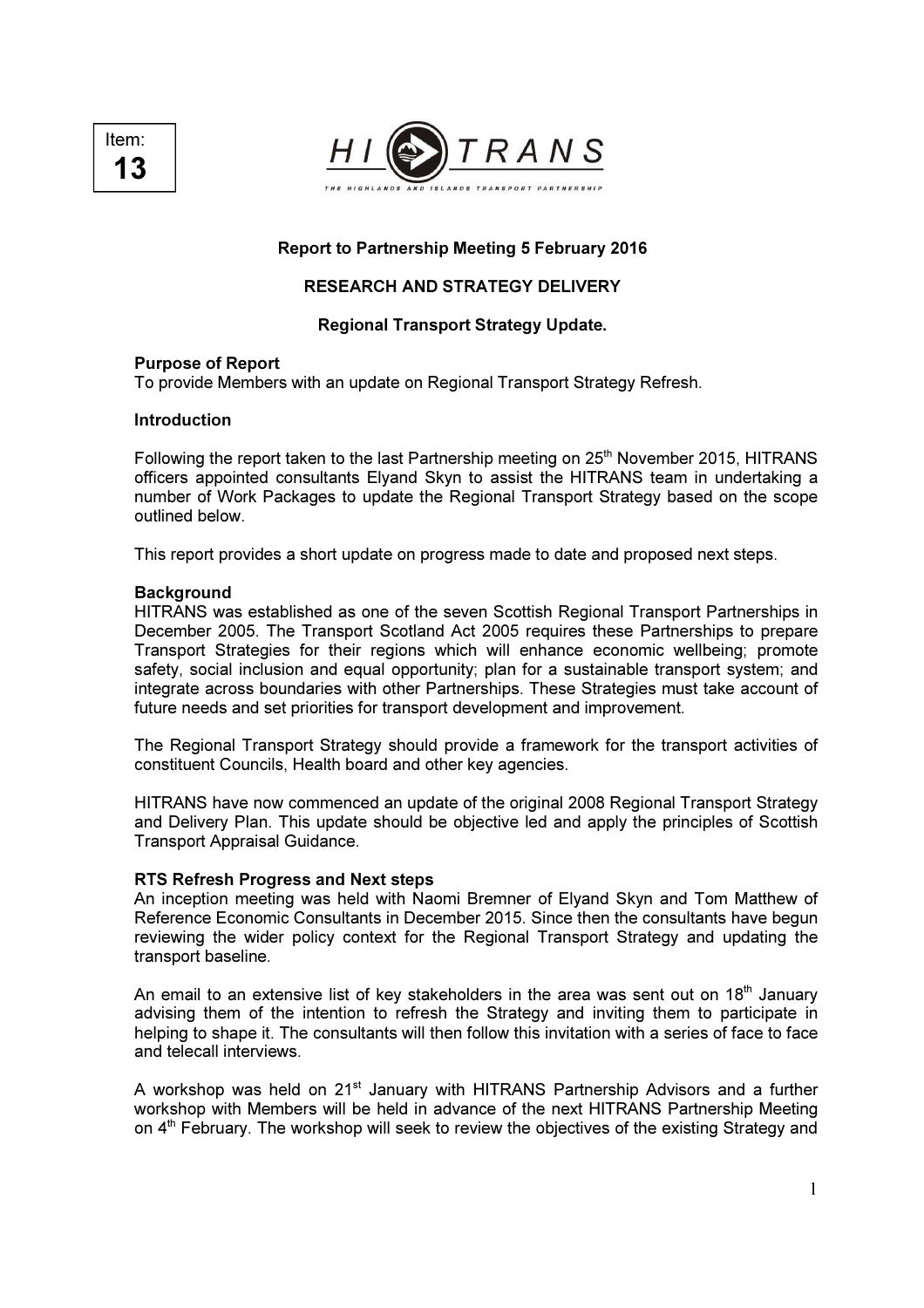Item:
**13**

HI TRANS

THE HIGHLANDS AND ISLANDS TRANSPORT PARTNERSHIP

**Report to Partnership Meeting 5 February 2016**

**RESEARCH AND STRATEGY DELIVERY**

**Regional Transport Strategy Update.**

**Purpose of Report**

To provide Members with an update on Regional Transport Strategy Refresh.

**Introduction**

Following the report taken to the last Partnership meeting on 25th November 2015, HITRANS officers appointed consultants Elyand Skyn to assist the HITRANS team in undertaking a number of Work Packages to update the Regional Transport Strategy based on the scope outlined below.

This report provides a short update on progress made to date and proposed next steps.

**Background**

HITRANS was established as one of the seven Scottish Regional Transport Partnerships in December 2005. The Transport Scotland Act 2005 requires these Partnerships to prepare Transport Strategies for their regions which will enhance economic wellbeing; promote safety, social inclusion and equal opportunity; plan for a sustainable transport system; and integrate across boundaries with other Partnerships. These Strategies must take account of future needs and set priorities for transport development and improvement.

The Regional Transport Strategy should provide a framework for the transport activities of constituent Councils, Health board and other key agencies.

HITRANS have now commenced an update of the original 2008 Regional Transport Strategy and Delivery Plan. This update should be objective led and apply the principles of Scottish Transport Appraisal Guidance.

**RTS Refresh Progress and Next steps**

An inception meeting was held with Naomi Bremner of Elyand Skyn and Tom Matthew of Reference Economic Consultants in December 2015. Since then the consultants have begun reviewing the wider policy context for the Regional Transport Strategy and updating the transport baseline.

An email to an extensive list of key stakeholders in the area was sent out on 18th January advising them of the intention to refresh the Strategy and inviting them to participate in helping to shape it. The consultants will then follow this invitation with a series of face to face and telecall interviews.

A workshop was held on 21st January with HITRANS Partnership Advisors and a further workshop with Members will be held in advance of the next HITRANS Partnership Meeting on 4th February. The workshop will seek to review the objectives of the existing Strategy and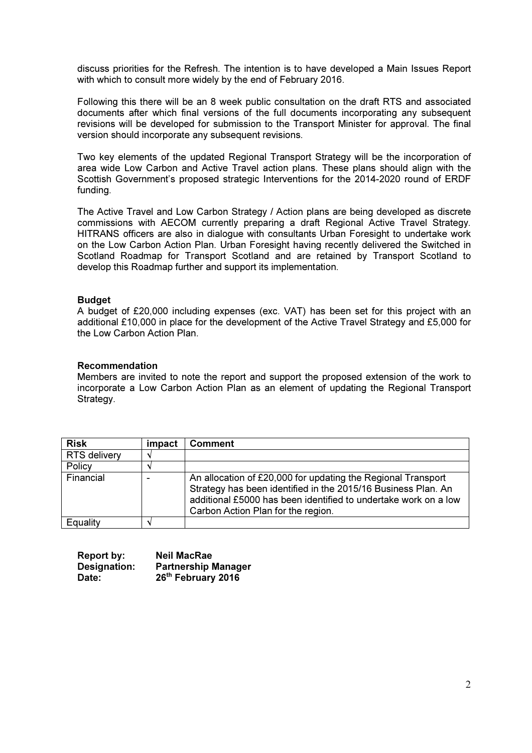discuss priorities for the Refresh. The intention is to have developed a Main Issues Report with which to consult more widely by the end of February 2016.

Following this there will be an 8 week public consultation on the draft RTS and associated documents after which final versions of the full documents incorporating any subsequent revisions will be developed for submission to the Transport Minister for approval. The final version should incorporate any subsequent revisions.

Two key elements of the updated Regional Transport Strategy will be the incorporation of area wide Low Carbon and Active Travel action plans. These plans should align with the Scottish Government's proposed strategic Interventions for the 2014-2020 round of ERDF funding.

The Active Travel and Low Carbon Strategy / Action plans are being developed as discrete commissions with AECOM currently preparing a draft Regional Active Travel Strategy. HITRANS officers are also in dialogue with consultants Urban Foresight to undertake work on the Low Carbon Action Plan. Urban Foresight having recently delivered the Switched in Scotland Roadmap for Transport Scotland and are retained by Transport Scotland to develop this Roadmap further and support its implementation.

**Budget**

A budget of £20,000 including expenses (exc. VAT) has been set for this project with an additional £10,000 in place for the development of the Active Travel Strategy and £5,000 for the Low Carbon Action Plan.

**Recommendation**

Members are invited to note the report and support the proposed extension of the work to incorporate a Low Carbon Action Plan as an element of updating the Regional Transport Strategy.

| Risk | impact | Comment |
|---|---|---|
| RTS delivery | √ | |
| Policy | √ | |
| Financial | - | An allocation of £20,000 for updating the Regional Transport Strategy has been identified in the 2015/16 Business Plan. An additional £5000 has been identified to undertake work on a low Carbon Action Plan for the region. |
| Equality | √ | |

**Report by:** **Neil MacRae**
**Designation:** **Partnership Manager**
**Date:** **26th February 2016**